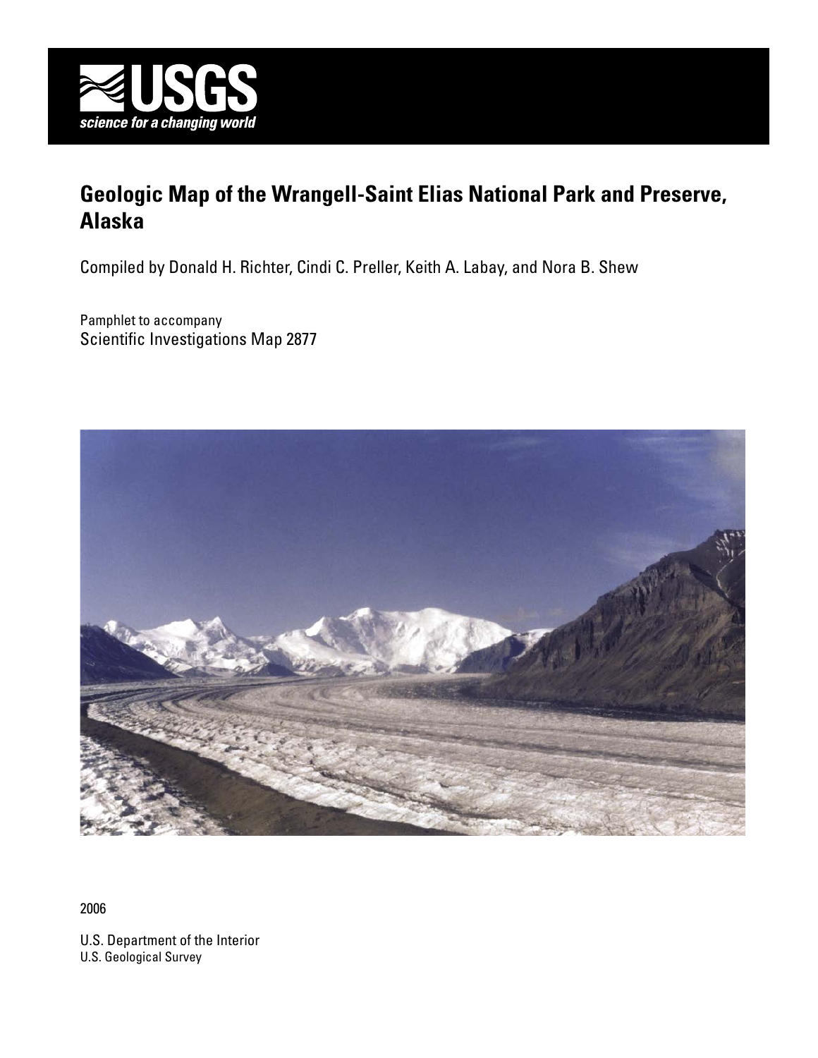USGS

science for a changing world

# Geologic Map of the Wrangell-Saint Elias National Park and Preserve, Alaska

Compiled by Donald H. Richter, Cindi C. Preller, Keith A. Labay, and Nora B. Shew

Pamphlet to accompany
Scientific Investigations Map 2877

2006

U.S. Department of the Interior
U.S. Geological Survey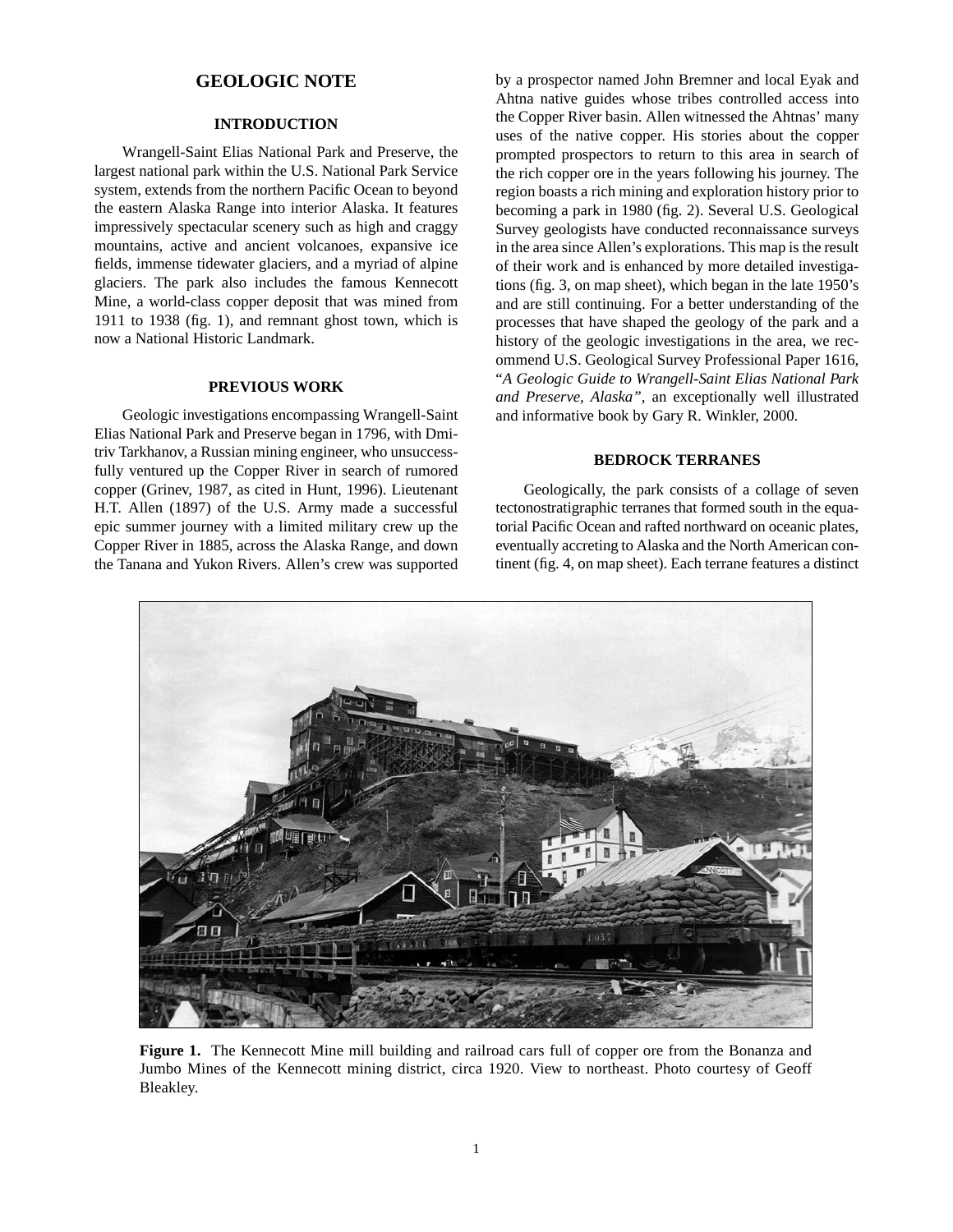# GEOLOGIC NOTE

## INTRODUCTION

Wrangell-Saint Elias National Park and Preserve, the largest national park within the U.S. National Park Service system, extends from the northern Pacific Ocean to beyond the eastern Alaska Range into interior Alaska. It features impressively spectacular scenery such as high and craggy mountains, active and ancient volcanoes, expansive ice fields, immense tidewater glaciers, and a myriad of alpine glaciers. The park also includes the famous Kennecott Mine, a world-class copper deposit that was mined from 1911 to 1938 (fig. 1), and remnant ghost town, which is now a National Historic Landmark.

## PREVIOUS WORK

Geologic investigations encompassing Wrangell-Saint Elias National Park and Preserve began in 1796, with Dmitriv Tarkhanov, a Russian mining engineer, who unsuccessfully ventured up the Copper River in search of rumored copper (Grinev, 1987, as cited in Hunt, 1996). Lieutenant H.T. Allen (1897) of the U.S. Army made a successful epic summer journey with a limited military crew up the Copper River in 1885, across the Alaska Range, and down the Tanana and Yukon Rivers. Allen's crew was supported by a prospector named John Bremner and local Eyak and Ahtna native guides whose tribes controlled access into the Copper River basin. Allen witnessed the Ahtnas' many uses of the native copper. His stories about the copper prompted prospectors to return to this area in search of the rich copper ore in the years following his journey. The region boasts a rich mining and exploration history prior to becoming a park in 1980 (fig. 2). Several U.S. Geological Survey geologists have conducted reconnaissance surveys in the area since Allen's explorations. This map is the result of their work and is enhanced by more detailed investigations (fig. 3, on map sheet), which began in the late 1950's and are still continuing. For a better understanding of the processes that have shaped the geology of the park and a history of the geologic investigations in the area, we recommend U.S. Geological Survey Professional Paper 1616, "*A Geologic Guide to Wrangell-Saint Elias National Park and Preserve, Alaska"*, an exceptionally well illustrated and informative book by Gary R. Winkler, 2000.

## BEDROCK TERRANES

Geologically, the park consists of a collage of seven tectonostratigraphic terranes that formed south in the equatorial Pacific Ocean and rafted northward on oceanic plates, eventually accreting to Alaska and the North American continent (fig. 4, on map sheet). Each terrane features a distinct

**Figure 1.** The Kennecott Mine mill building and railroad cars full of copper ore from the Bonanza and Jumbo Mines of the Kennecott mining district, circa 1920. View to northeast. Photo courtesy of Geoff Bleakley.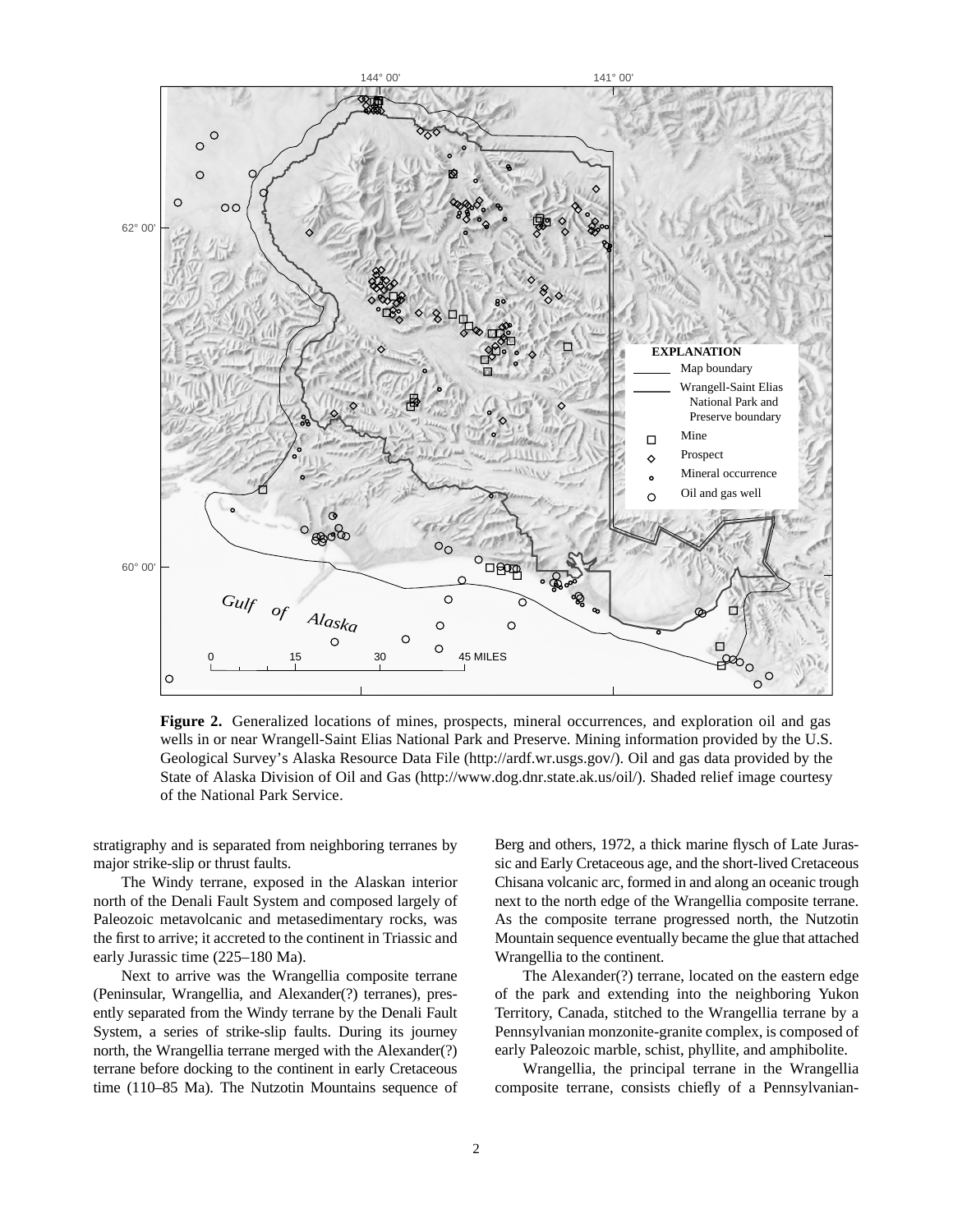**Figure 2.** Generalized locations of mines, prospects, mineral occurrences, and exploration oil and gas wells in or near Wrangell-Saint Elias National Park and Preserve. Mining information provided by the U.S. Geological Survey's Alaska Resource Data File (http://ardf.wr.usgs.gov/). Oil and gas data provided by the State of Alaska Division of Oil and Gas (http://www.dog.dnr.state.ak.us/oil/). Shaded relief image courtesy of the National Park Service.

stratigraphy and is separated from neighboring terranes by major strike-slip or thrust faults.

The Windy terrane, exposed in the Alaskan interior north of the Denali Fault System and composed largely of Paleozoic metavolcanic and metasedimentary rocks, was the first to arrive; it accreted to the continent in Triassic and early Jurassic time (225–180 Ma).

Next to arrive was the Wrangellia composite terrane (Peninsular, Wrangellia, and Alexander(?) terranes), presently separated from the Windy terrane by the Denali Fault System, a series of strike-slip faults. During its journey north, the Wrangellia terrane merged with the Alexander(?) terrane before docking to the continent in early Cretaceous time (110–85 Ma). The Nutzotin Mountains sequence of Berg and others, 1972, a thick marine flysch of Late Jurassic and Early Cretaceous age, and the short-lived Cretaceous Chisana volcanic arc, formed in and along an oceanic trough next to the north edge of the Wrangellia composite terrane. As the composite terrane progressed north, the Nutzotin Mountain sequence eventually became the glue that attached Wrangellia to the continent.

The Alexander(?) terrane, located on the eastern edge of the park and extending into the neighboring Yukon Territory, Canada, stitched to the Wrangellia terrane by a Pennsylvanian monzonite-granite complex, is composed of early Paleozoic marble, schist, phyllite, and amphibolite.

Wrangellia, the principal terrane in the Wrangellia composite terrane, consists chiefly of a Pennsylvanian-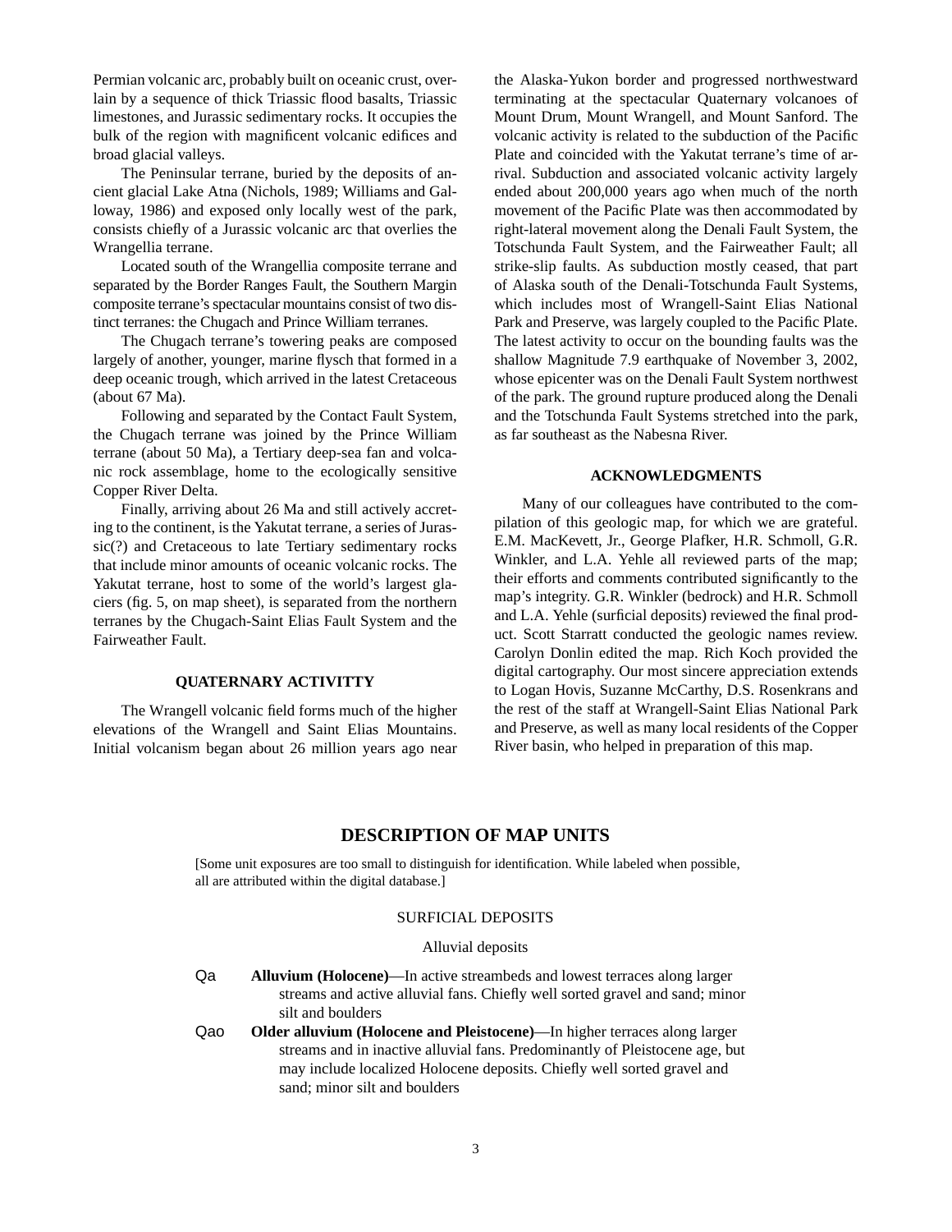Permian volcanic arc, probably built on oceanic crust, overlain by a sequence of thick Triassic flood basalts, Triassic limestones, and Jurassic sedimentary rocks. It occupies the bulk of the region with magnificent volcanic edifices and broad glacial valleys.

The Peninsular terrane, buried by the deposits of ancient glacial Lake Atna (Nichols, 1989; Williams and Galloway, 1986) and exposed only locally west of the park, consists chiefly of a Jurassic volcanic arc that overlies the Wrangellia terrane.

Located south of the Wrangellia composite terrane and separated by the Border Ranges Fault, the Southern Margin composite terrane's spectacular mountains consist of two distinct terranes: the Chugach and Prince William terranes.

The Chugach terrane's towering peaks are composed largely of another, younger, marine flysch that formed in a deep oceanic trough, which arrived in the latest Cretaceous (about 67 Ma).

Following and separated by the Contact Fault System, the Chugach terrane was joined by the Prince William terrane (about 50 Ma), a Tertiary deep-sea fan and volcanic rock assemblage, home to the ecologically sensitive Copper River Delta.

Finally, arriving about 26 Ma and still actively accreting to the continent, is the Yakutat terrane, a series of Jurassic(?) and Cretaceous to late Tertiary sedimentary rocks that include minor amounts of oceanic volcanic rocks. The Yakutat terrane, host to some of the world's largest glaciers (fig. 5, on map sheet), is separated from the northern terranes by the Chugach-Saint Elias Fault System and the Fairweather Fault.

## QUATERNARY ACTIVITTY

The Wrangell volcanic field forms much of the higher elevations of the Wrangell and Saint Elias Mountains. Initial volcanism began about 26 million years ago near the Alaska-Yukon border and progressed northwestward terminating at the spectacular Quaternary volcanoes of Mount Drum, Mount Wrangell, and Mount Sanford. The volcanic activity is related to the subduction of the Pacific Plate and coincided with the Yakutat terrane's time of arrival. Subduction and associated volcanic activity largely ended about 200,000 years ago when much of the north movement of the Pacific Plate was then accommodated by right-lateral movement along the Denali Fault System, the Totschunda Fault System, and the Fairweather Fault; all strike-slip faults. As subduction mostly ceased, that part of Alaska south of the Denali-Totschunda Fault Systems, which includes most of Wrangell-Saint Elias National Park and Preserve, was largely coupled to the Pacific Plate. The latest activity to occur on the bounding faults was the shallow Magnitude 7.9 earthquake of November 3, 2002, whose epicenter was on the Denali Fault System northwest of the park. The ground rupture produced along the Denali and the Totschunda Fault Systems stretched into the park, as far southeast as the Nabesna River.

## ACKNOWLEDGMENTS

Many of our colleagues have contributed to the compilation of this geologic map, for which we are grateful. E.M. MacKevett, Jr., George Plafker, H.R. Schmoll, G.R. Winkler, and L.A. Yehle all reviewed parts of the map; their efforts and comments contributed significantly to the map's integrity. G.R. Winkler (bedrock) and H.R. Schmoll and L.A. Yehle (surficial deposits) reviewed the final product. Scott Starratt conducted the geologic names review. Carolyn Donlin edited the map. Rich Koch provided the digital cartography. Our most sincere appreciation extends to Logan Hovis, Suzanne McCarthy, D.S. Rosenkrans and the rest of the staff at Wrangell-Saint Elias National Park and Preserve, as well as many local residents of the Copper River basin, who helped in preparation of this map.

# DESCRIPTION OF MAP UNITS

[Some unit exposures are too small to distinguish for identification. While labeled when possible, all are attributed within the digital database.]

### SURFICIAL DEPOSITS

#### Alluvial deposits

Qa **Alluvium (Holocene)**—In active streambeds and lowest terraces along larger streams and active alluvial fans. Chiefly well sorted gravel and sand; minor silt and boulders

Qao **Older alluvium (Holocene and Pleistocene)**—In higher terraces along larger streams and in inactive alluvial fans. Predominantly of Pleistocene age, but may include localized Holocene deposits. Chiefly well sorted gravel and sand; minor silt and boulders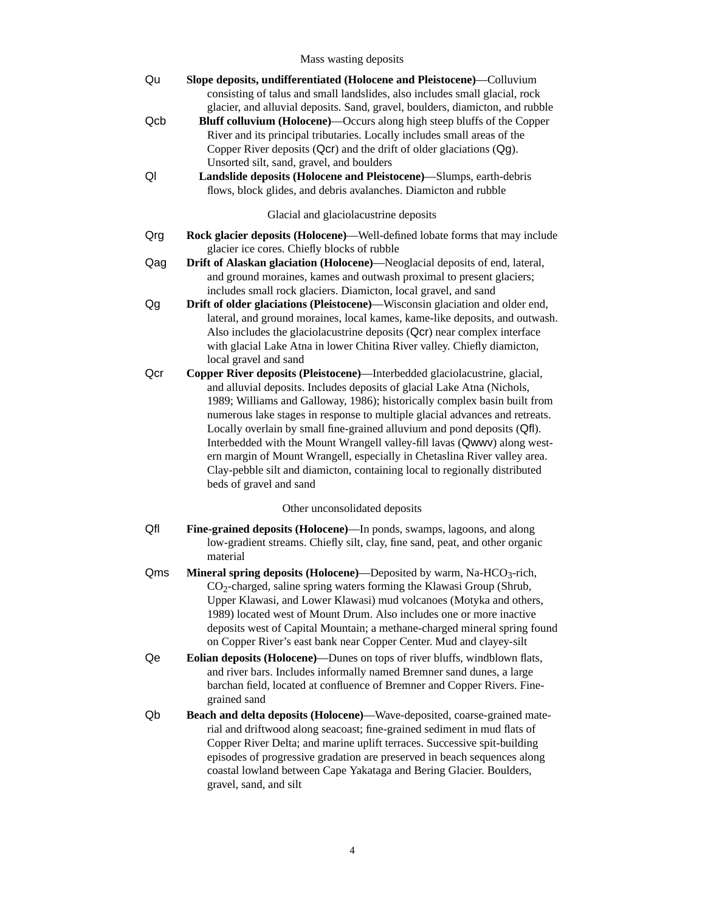## Mass wasting deposits

**Qu** **Slope deposits, undifferentiated (Holocene and Pleistocene)**—Colluvium consisting of talus and small landslides, also includes small glacial, rock glacier, and alluvial deposits. Sand, gravel, boulders, diamicton, and rubble

**Qcb** **Bluff colluvium (Holocene)**—Occurs along high steep bluffs of the Copper River and its principal tributaries. Locally includes small areas of the Copper River deposits (Qcr) and the drift of older glaciations (Qg). Unsorted silt, sand, gravel, and boulders

**Ql** **Landslide deposits (Holocene and Pleistocene)**—Slumps, earth-debris flows, block glides, and debris avalanches. Diamicton and rubble

## Glacial and glaciolacustrine deposits

**Qrg** **Rock glacier deposits (Holocene)**—Well-defined lobate forms that may include glacier ice cores. Chiefly blocks of rubble

**Qag** **Drift of Alaskan glaciation (Holocene)**—Neoglacial deposits of end, lateral, and ground moraines, kames and outwash proximal to present glaciers; includes small rock glaciers. Diamicton, local gravel, and sand

**Qg** **Drift of older glaciations (Pleistocene)**—Wisconsin glaciation and older end, lateral, and ground moraines, local kames, kame-like deposits, and outwash. Also includes the glaciolacustrine deposits (Qcr) near complex interface with glacial Lake Atna in lower Chitina River valley. Chiefly diamicton, local gravel and sand

**Qcr** **Copper River deposits (Pleistocene)**—Interbedded glaciolacustrine, glacial, and alluvial deposits. Includes deposits of glacial Lake Atna (Nichols, 1989; Williams and Galloway, 1986); historically complex basin built from numerous lake stages in response to multiple glacial advances and retreats. Locally overlain by small fine-grained alluvium and pond deposits (Qfl). Interbedded with the Mount Wrangell valley-fill lavas (Qwwv) along western margin of Mount Wrangell, especially in Chetaslina River valley area. Clay-pebble silt and diamicton, containing local to regionally distributed beds of gravel and sand

## Other unconsolidated deposits

**Qfl** **Fine-grained deposits (Holocene)**—In ponds, swamps, lagoons, and along low-gradient streams. Chiefly silt, clay, fine sand, peat, and other organic material

**Qms** **Mineral spring deposits (Holocene)**—Deposited by warm, Na-$HCO_3$-rich, $CO_2$-charged, saline spring waters forming the Klawasi Group (Shrub, Upper Klawasi, and Lower Klawasi) mud volcanoes (Motyka and others, 1989) located west of Mount Drum. Also includes one or more inactive deposits west of Capital Mountain; a methane-charged mineral spring found on Copper River's east bank near Copper Center. Mud and clayey-silt

**Qe** **Eolian deposits (Holocene)**—Dunes on tops of river bluffs, windblown flats, and river bars. Includes informally named Bremner sand dunes, a large barchan field, located at confluence of Bremner and Copper Rivers. Fine-grained sand

**Qb** **Beach and delta deposits (Holocene)**—Wave-deposited, coarse-grained material and driftwood along seacoast; fine-grained sediment in mud flats of Copper River Delta; and marine uplift terraces. Successive spit-building episodes of progressive gradation are preserved in beach sequences along coastal lowland between Cape Yakataga and Bering Glacier. Boulders, gravel, sand, and silt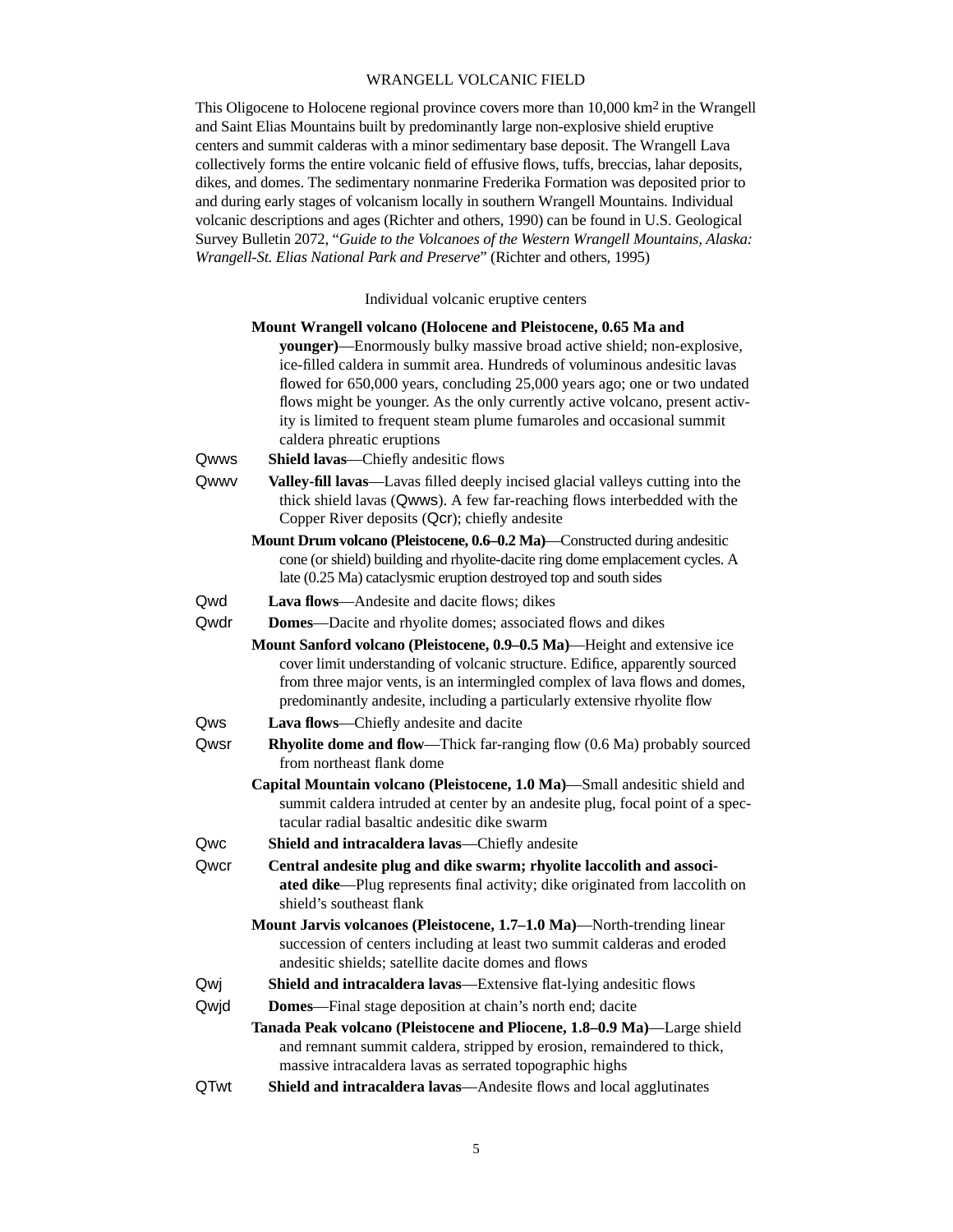## WRANGELL VOLCANIC FIELD

This Oligocene to Holocene regional province covers more than 10,000 km$^2$ in the Wrangell and Saint Elias Mountains built by predominantly large non-explosive shield eruptive centers and summit calderas with a minor sedimentary base deposit. The Wrangell Lava collectively forms the entire volcanic field of effusive flows, tuffs, breccias, lahar deposits, dikes, and domes. The sedimentary nonmarine Frederika Formation was deposited prior to and during early stages of volcanism locally in southern Wrangell Mountains. Individual volcanic descriptions and ages (Richter and others, 1990) can be found in U.S. Geological Survey Bulletin 2072, "*Guide to the Volcanoes of the Western Wrangell Mountains, Alaska: Wrangell-St. Elias National Park and Preserve*" (Richter and others, 1995)

### Individual volcanic eruptive centers

**Mount Wrangell volcano (Holocene and Pleistocene, 0.65 Ma and younger)**—Enormously bulky massive broad active shield; non-explosive, ice-filled caldera in summit area. Hundreds of voluminous andesitic lavas flowed for 650,000 years, concluding 25,000 years ago; one or two undated flows might be younger. As the only currently active volcano, present activity is limited to frequent steam plume fumaroles and occasional summit caldera phreatic eruptions

Qwws **Shield lavas**—Chiefly andesitic flows

Qwwv **Valley-fill lavas**—Lavas filled deeply incised glacial valleys cutting into the thick shield lavas (Qwws). A few far-reaching flows interbedded with the Copper River deposits (Qcr); chiefly andesite

**Mount Drum volcano (Pleistocene, 0.6–0.2 Ma)**—Constructed during andesitic cone (or shield) building and rhyolite-dacite ring dome emplacement cycles. A late (0.25 Ma) cataclysmic eruption destroyed top and south sides

Qwd **Lava flows**—Andesite and dacite flows; dikes

Qwdr **Domes**—Dacite and rhyolite domes; associated flows and dikes

**Mount Sanford volcano (Pleistocene, 0.9–0.5 Ma)**—Height and extensive ice cover limit understanding of volcanic structure. Edifice, apparently sourced from three major vents, is an intermingled complex of lava flows and domes, predominantly andesite, including a particularly extensive rhyolite flow

Qws **Lava flows**—Chiefly andesite and dacite

Qwsr **Rhyolite dome and flow**—Thick far-ranging flow (0.6 Ma) probably sourced from northeast flank dome

**Capital Mountain volcano (Pleistocene, 1.0 Ma)**—Small andesitic shield and summit caldera intruded at center by an andesite plug, focal point of a spectacular radial basaltic andesitic dike swarm

Qwc **Shield and intracaldera lavas**—Chiefly andesite

Qwcr **Central andesite plug and dike swarm; rhyolite laccolith and associated dike**—Plug represents final activity; dike originated from laccolith on shield's southeast flank

**Mount Jarvis volcanoes (Pleistocene, 1.7–1.0 Ma)**—North-trending linear succession of centers including at least two summit calderas and eroded andesitic shields; satellite dacite domes and flows

Qwj **Shield and intracaldera lavas**—Extensive flat-lying andesitic flows

Qwjd **Domes**—Final stage deposition at chain's north end; dacite

**Tanada Peak volcano (Pleistocene and Pliocene, 1.8–0.9 Ma)**—Large shield and remnant summit caldera, stripped by erosion, remaindered to thick, massive intracaldera lavas as serrated topographic highs

QTwt **Shield and intracaldera lavas**—Andesite flows and local agglutinates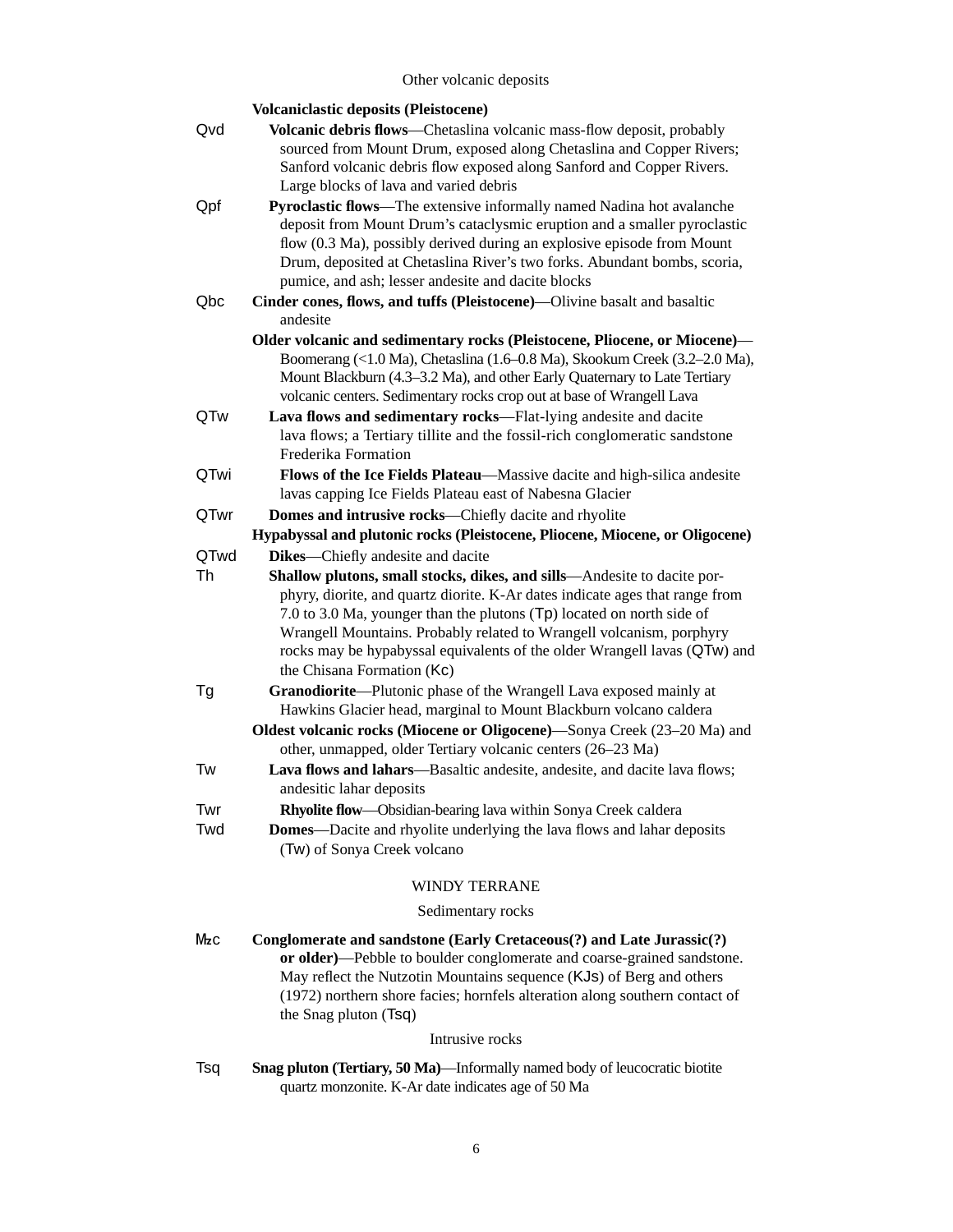### Other volcanic deposits

**Volcaniclastic deposits (Pleistocene)**

Qvd **Volcanic debris flows**—Chetaslina volcanic mass-flow deposit, probably sourced from Mount Drum, exposed along Chetaslina and Copper Rivers; Sanford volcanic debris flow exposed along Sanford and Copper Rivers. Large blocks of lava and varied debris

Qpf **Pyroclastic flows**—The extensive informally named Nadina hot avalanche deposit from Mount Drum's cataclysmic eruption and a smaller pyroclastic flow (0.3 Ma), possibly derived during an explosive episode from Mount Drum, deposited at Chetaslina River's two forks. Abundant bombs, scoria, pumice, and ash; lesser andesite and dacite blocks

Qbc **Cinder cones, flows, and tuffs (Pleistocene)**—Olivine basalt and basaltic andesite

**Older volcanic and sedimentary rocks (Pleistocene, Pliocene, or Miocene)**—Boomerang (<1.0 Ma), Chetaslina (1.6–0.8 Ma), Skookum Creek (3.2–2.0 Ma), Mount Blackburn (4.3–3.2 Ma), and other Early Quaternary to Late Tertiary volcanic centers. Sedimentary rocks crop out at base of Wrangell Lava

QTw **Lava flows and sedimentary rocks**—Flat-lying andesite and dacite lava flows; a Tertiary tillite and the fossil-rich conglomeratic sandstone Frederika Formation

QTwi **Flows of the Ice Fields Plateau**—Massive dacite and high-silica andesite lavas capping Ice Fields Plateau east of Nabesna Glacier

QTwr **Domes and intrusive rocks**—Chiefly dacite and rhyolite

**Hypabyssal and plutonic rocks (Pleistocene, Pliocene, Miocene, or Oligocene)**

QTwd **Dikes**—Chiefly andesite and dacite

Th **Shallow plutons, small stocks, dikes, and sills**—Andesite to dacite porphyry, diorite, and quartz diorite. K-Ar dates indicate ages that range from 7.0 to 3.0 Ma, younger than the plutons (Tp) located on north side of Wrangell Mountains. Probably related to Wrangell volcanism, porphyry rocks may be hypabyssal equivalents of the older Wrangell lavas (QTw) and the Chisana Formation (Kc)

Tg **Granodiorite**—Plutonic phase of the Wrangell Lava exposed mainly at Hawkins Glacier head, marginal to Mount Blackburn volcano caldera

**Oldest volcanic rocks (Miocene or Oligocene)**—Sonya Creek (23–20 Ma) and other, unmapped, older Tertiary volcanic centers (26–23 Ma)

Tw **Lava flows and lahars**—Basaltic andesite, andesite, and dacite lava flows; andesitic lahar deposits

Twr **Rhyolite flow**—Obsidian-bearing lava within Sonya Creek caldera

Twd **Domes**—Dacite and rhyolite underlying the lava flows and lahar deposits (Tw) of Sonya Creek volcano

## WINDY TERRANE

### Sedimentary rocks

Mzc **Conglomerate and sandstone (Early Cretaceous(?) and Late Jurassic(?) or older)**—Pebble to boulder conglomerate and coarse-grained sandstone. May reflect the Nutzotin Mountains sequence (KJs) of Berg and others (1972) northern shore facies; hornfels alteration along southern contact of the Snag pluton (Tsq)

### Intrusive rocks

Tsq **Snag pluton (Tertiary, 50 Ma)**—Informally named body of leucocratic biotite quartz monzonite. K-Ar date indicates age of 50 Ma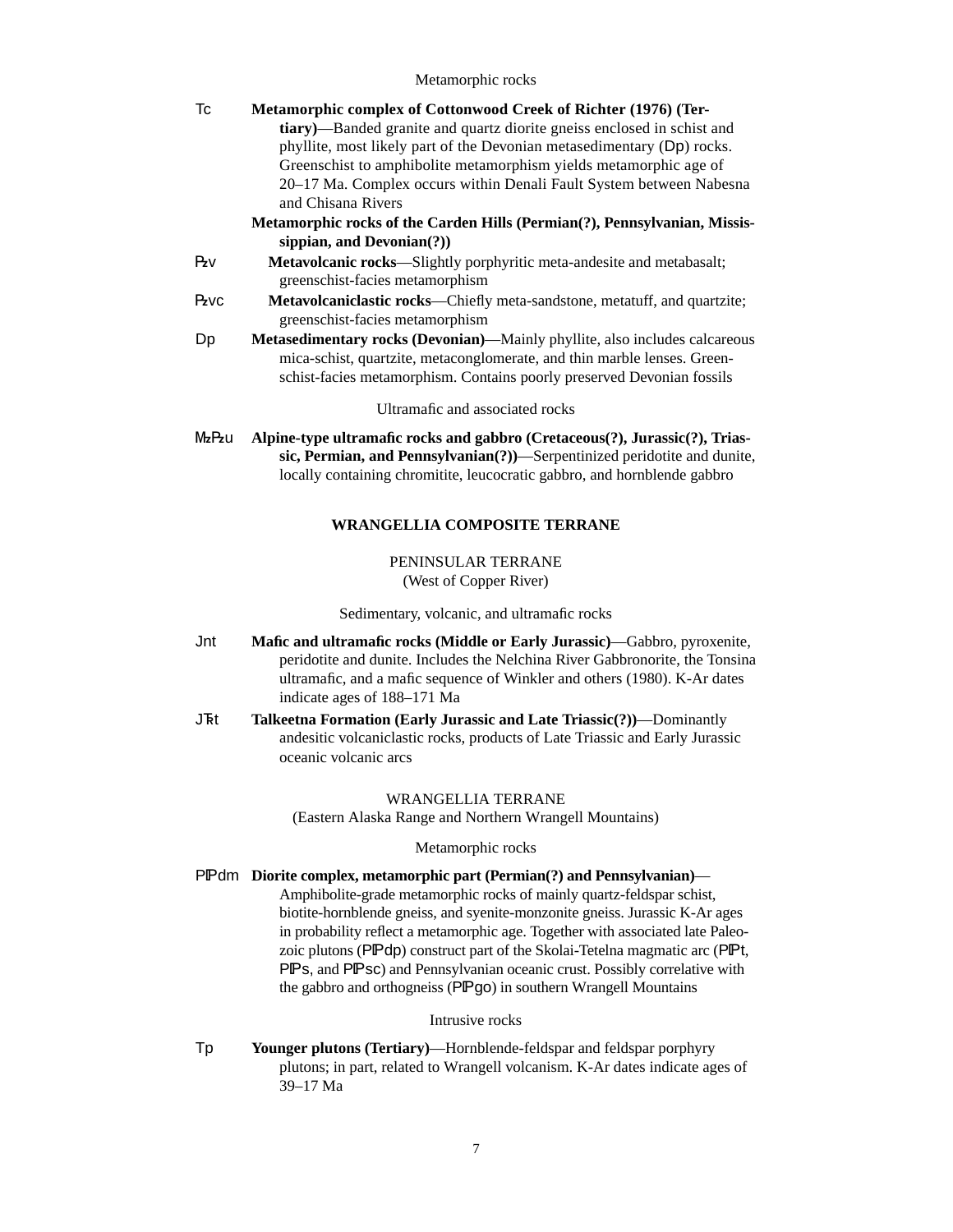Metamorphic rocks

**Tc** **Metamorphic complex of Cottonwood Creek of Richter (1976) (Tertiary)**—Banded granite and quartz diorite gneiss enclosed in schist and phyllite, most likely part of the Devonian metasedimentary (Dp) rocks. Greenschist to amphibolite metamorphism yields metamorphic age of 20–17 Ma. Complex occurs within Denali Fault System between Nabesna and Chisana Rivers

**Metamorphic rocks of the Carden Hills (Permian(?), Pennsylvanian, Mississippian, and Devonian(?))**

**Pzv** **Metavolcanic rocks**—Slightly porphyritic meta-andesite and metabasalt; greenschist-facies metamorphism

**Pzvc** **Metavolcaniclastic rocks**—Chiefly meta-sandstone, metatuff, and quartzite; greenschist-facies metamorphism

**Dp** **Metasedimentary rocks (Devonian)**—Mainly phyllite, also includes calcareous mica-schist, quartzite, metaconglomerate, and thin marble lenses. Greenschist-facies metamorphism. Contains poorly preserved Devonian fossils

Ultramafic and associated rocks

**MzPzu** **Alpine-type ultramafic rocks and gabbro (Cretaceous(?), Jurassic(?), Triassic, Permian, and Pennsylvanian(?))**—Serpentinized peridotite and dunite, locally containing chromitite, leucocratic gabbro, and hornblende gabbro

## WRANGELLIA COMPOSITE TERRANE

### PENINSULAR TERRANE
(West of Copper River)

Sedimentary, volcanic, and ultramafic rocks

**Jnt** **Mafic and ultramafic rocks (Middle or Early Jurassic)**—Gabbro, pyroxenite, peridotite and dunite. Includes the Nelchina River Gabbronorite, the Tonsina ultramafic, and a mafic sequence of Winkler and others (1980). K-Ar dates indicate ages of 188–171 Ma

**JŦt** **Talkeetna Formation (Early Jurassic and Late Triassic(?))**—Dominantly andesitic volcaniclastic rocks, products of Late Triassic and Early Jurassic oceanic volcanic arcs

### WRANGELLIA TERRANE
(Eastern Alaska Range and Northern Wrangell Mountains)

Metamorphic rocks

**PIPdm** **Diorite complex, metamorphic part (Permian(?) and Pennsylvanian)**—Amphibolite-grade metamorphic rocks of mainly quartz-feldspar schist, biotite-hornblende gneiss, and syenite-monzonite gneiss. Jurassic K-Ar ages in probability reflect a metamorphic age. Together with associated late Paleozoic plutons (PIPdp) construct part of the Skolai-Tetelna magmatic arc (PIPt, PIPs, and PIPsc) and Pennsylvanian oceanic crust. Possibly correlative with the gabbro and orthogneiss (PIPgo) in southern Wrangell Mountains

Intrusive rocks

**Tp** **Younger plutons (Tertiary)**—Hornblende-feldspar and feldspar porphyry plutons; in part, related to Wrangell volcanism. K-Ar dates indicate ages of 39–17 Ma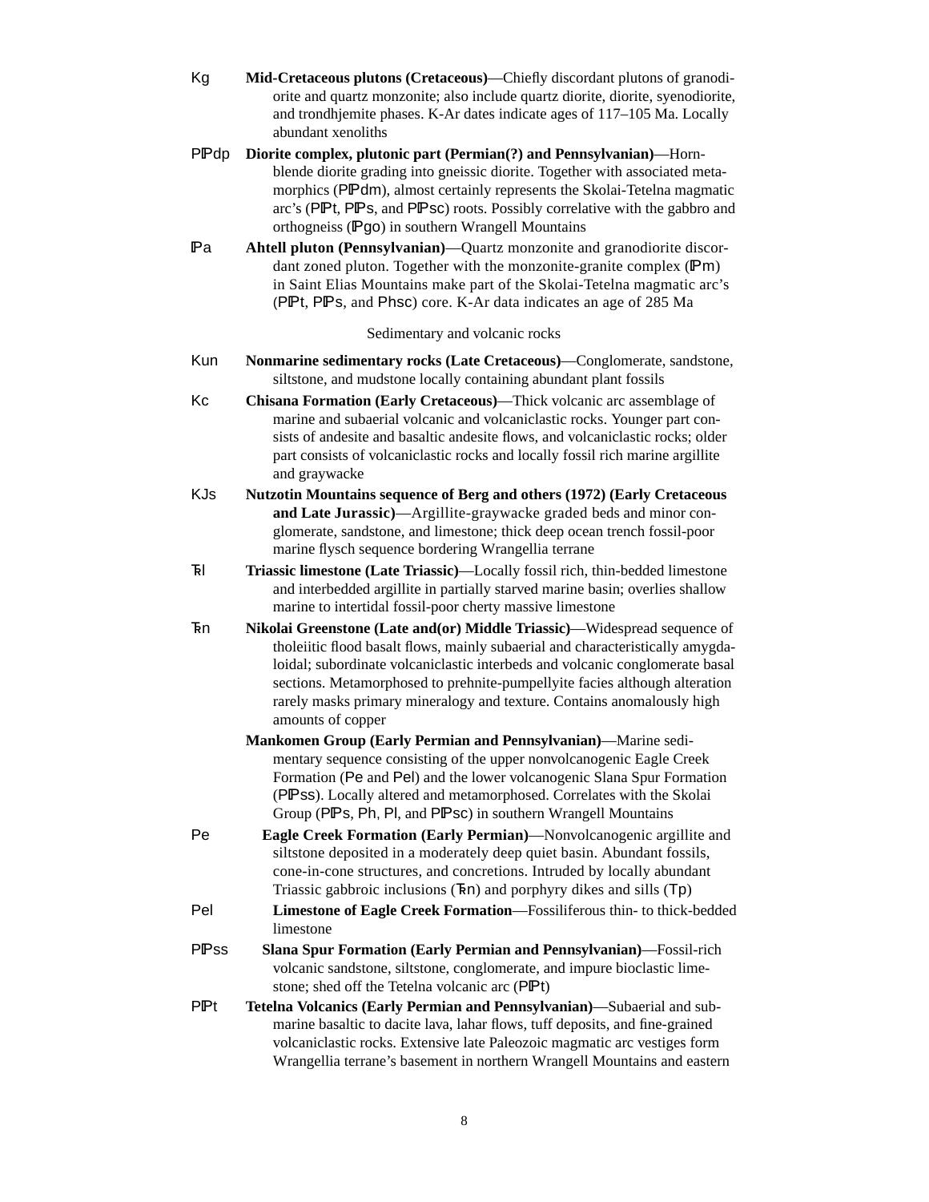Kg **Mid-Cretaceous plutons (Cretaceous)**—Chiefly discordant plutons of granodiorite and quartz monzonite; also include quartz diorite, diorite, syenodiorite, and trondhjemite phases. K-Ar dates indicate ages of 117–105 Ma. Locally abundant xenoliths

PPdp **Diorite complex, plutonic part (Permian(?) and Pennsylvanian)**—Hornblende diorite grading into gneissic diorite. Together with associated metamorphics (PPdm), almost certainly represents the Skolai-Tetelna magmatic arc's (PPt, PPs, and PPsc) roots. Possibly correlative with the gabbro and orthogneiss (Pgo) in southern Wrangell Mountains

Pa **Ahtell pluton (Pennsylvanian)**—Quartz monzonite and granodiorite discordant zoned pluton. Together with the monzonite-granite complex (Pm) in Saint Elias Mountains make part of the Skolai-Tetelna magmatic arc's (PPt, PPs, and Phsc) core. K-Ar data indicates an age of 285 Ma

Sedimentary and volcanic rocks

Kun **Nonmarine sedimentary rocks (Late Cretaceous)**—Conglomerate, sandstone, siltstone, and mudstone locally containing abundant plant fossils

Kc **Chisana Formation (Early Cretaceous)**—Thick volcanic arc assemblage of marine and subaerial volcanic and volcaniclastic rocks. Younger part consists of andesite and basaltic andesite flows, and volcaniclastic rocks; older part consists of volcaniclastic rocks and locally fossil rich marine argillite and graywacke

KJs **Nutzotin Mountains sequence of Berg and others (1972) (Early Cretaceous and Late Jurassic)**—Argillite-graywacke graded beds and minor conglomerate, sandstone, and limestone; thick deep ocean trench fossil-poor marine flysch sequence bordering Wrangellia terrane

Ꞧl **Triassic limestone (Late Triassic)**—Locally fossil rich, thin-bedded limestone and interbedded argillite in partially starved marine basin; overlies shallow marine to intertidal fossil-poor cherty massive limestone

Ꞧn **Nikolai Greenstone (Late and(or) Middle Triassic)**—Widespread sequence of tholeiitic flood basalt flows, mainly subaerial and characteristically amygdaloidal; subordinate volcaniclastic interbeds and volcanic conglomerate basal sections. Metamorphosed to prehnite-pumpellyite facies although alteration rarely masks primary mineralogy and texture. Contains anomalously high amounts of copper

**Mankomen Group (Early Permian and Pennsylvanian)**—Marine sedimentary sequence consisting of the upper nonvolcanogenic Eagle Creek Formation (Pe and Pel) and the lower volcanogenic Slana Spur Formation (PPss). Locally altered and metamorphosed. Correlates with the Skolai Group (PPs, Ph, Pl, and PPsc) in southern Wrangell Mountains

Pe **Eagle Creek Formation (Early Permian)**—Nonvolcanogenic argillite and siltstone deposited in a moderately deep quiet basin. Abundant fossils, cone-in-cone structures, and concretions. Intruded by locally abundant Triassic gabbroic inclusions (Ꞧn) and porphyry dikes and sills (Tp)

Pel **Limestone of Eagle Creek Formation**—Fossiliferous thin- to thick-bedded limestone

PPss **Slana Spur Formation (Early Permian and Pennsylvanian)**—Fossil-rich volcanic sandstone, siltstone, conglomerate, and impure bioclastic limestone; shed off the Tetelna volcanic arc (PPt)

PPt **Tetelna Volcanics (Early Permian and Pennsylvanian)**—Subaerial and submarine basaltic to dacite lava, lahar flows, tuff deposits, and fine-grained volcaniclastic rocks. Extensive late Paleozoic magmatic arc vestiges form Wrangellia terrane's basement in northern Wrangell Mountains and eastern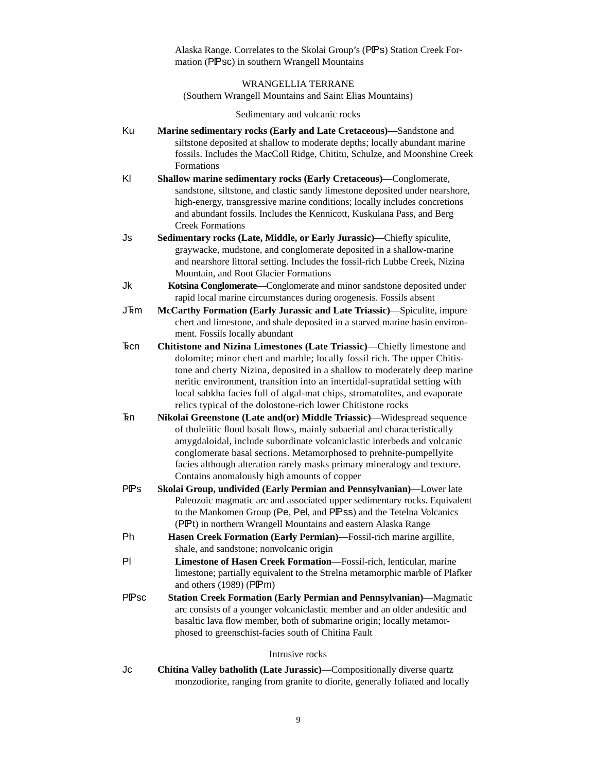Alaska Range. Correlates to the Skolai Group's (PIPs) Station Creek Formation (PIPsc) in southern Wrangell Mountains

WRANGELLIA TERRANE

(Southern Wrangell Mountains and Saint Elias Mountains)

Sedimentary and volcanic rocks

Ku **Marine sedimentary rocks (Early and Late Cretaceous)**—Sandstone and siltstone deposited at shallow to moderate depths; locally abundant marine fossils. Includes the MacColl Ridge, Chititu, Schulze, and Moonshine Creek Formations

Kl **Shallow marine sedimentary rocks (Early Cretaceous)**—Conglomerate, sandstone, siltstone, and clastic sandy limestone deposited under nearshore, high-energy, transgressive marine conditions; locally includes concretions and abundant fossils. Includes the Kennicott, Kuskulana Pass, and Berg Creek Formations

Js **Sedimentary rocks (Late, Middle, or Early Jurassic)**—Chiefly spiculite, graywacke, mudstone, and conglomerate deposited in a shallow-marine and nearshore littoral setting. Includes the fossil-rich Lubbe Creek, Nizina Mountain, and Root Glacier Formations

Jk **Kotsina Conglomerate**—Conglomerate and minor sandstone deposited under rapid local marine circumstances during orogenesis. Fossils absent

JŦm **McCarthy Formation (Early Jurassic and Late Triassic)**—Spiculite, impure chert and limestone, and shale deposited in a starved marine basin environment. Fossils locally abundant

Ŧcn **Chitistone and Nizina Limestones (Late Triassic)**—Chiefly limestone and dolomite; minor chert and marble; locally fossil rich. The upper Chitistone and cherty Nizina, deposited in a shallow to moderately deep marine neritic environment, transition into an intertidal-supratidal setting with local sabkha facies full of algal-mat chips, stromatolites, and evaporate relics typical of the dolostone-rich lower Chitistone rocks

Ŧn **Nikolai Greenstone (Late and(or) Middle Triassic)**—Widespread sequence of tholeiitic flood basalt flows, mainly subaerial and characteristically amygdaloidal, include subordinate volcaniclastic interbeds and volcanic conglomerate basal sections. Metamorphosed to prehnite-pumpellyite facies although alteration rarely masks primary mineralogy and texture. Contains anomalously high amounts of copper

PIPs **Skolai Group, undivided (Early Permian and Pennsylvanian)**—Lower late Paleozoic magmatic arc and associated upper sedimentary rocks. Equivalent to the Mankomen Group (Pe, Pel, and PIPss) and the Tetelna Volcanics (PIPt) in northern Wrangell Mountains and eastern Alaska Range

Ph **Hasen Creek Formation (Early Permian)**—Fossil-rich marine argillite, shale, and sandstone; nonvolcanic origin

Pl **Limestone of Hasen Creek Formation**—Fossil-rich, lenticular, marine limestone; partially equivalent to the Strelna metamorphic marble of Plafker and others (1989) (PIPm)

PIPsc **Station Creek Formation (Early Permian and Pennsylvanian)**—Magmatic arc consists of a younger volcaniclastic member and an older andesitic and basaltic lava flow member, both of submarine origin; locally metamorphosed to greenschist-facies south of Chitina Fault

Intrusive rocks

Jc **Chitina Valley batholith (Late Jurassic)**—Compositionally diverse quartz monzodiorite, ranging from granite to diorite, generally foliated and locally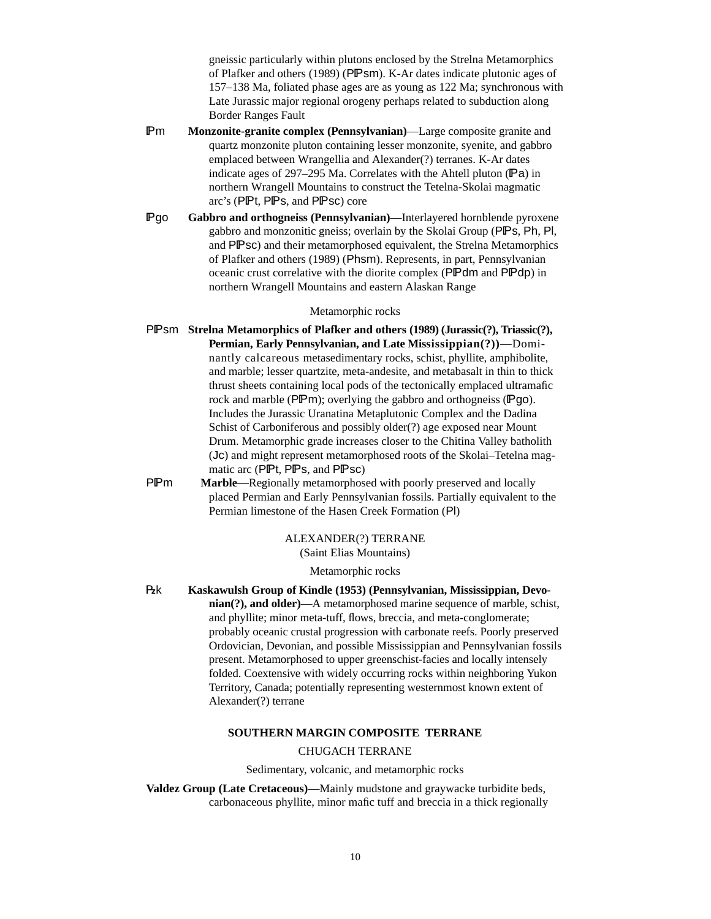gneissic particularly within plutons enclosed by the Strelna Metamorphics of Plafker and others (1989) (PIPsm). K-Ar dates indicate plutonic ages of 157–138 Ma, foliated phase ages are as young as 122 Ma; synchronous with Late Jurassic major regional orogeny perhaps related to subduction along Border Ranges Fault

IPm **Monzonite-granite complex (Pennsylvanian)**—Large composite granite and quartz monzonite pluton containing lesser monzonite, syenite, and gabbro emplaced between Wrangellia and Alexander(?) terranes. K-Ar dates indicate ages of 297–295 Ma. Correlates with the Ahtell pluton (IPa) in northern Wrangell Mountains to construct the Tetelna-Skolai magmatic arc's (PIPt, PIPs, and PIPsc) core

IPgo **Gabbro and orthogneiss (Pennsylvanian)**—Interlayered hornblende pyroxene gabbro and monzonitic gneiss; overlain by the Skolai Group (PIPs, Ph, Pl, and PIPsc) and their metamorphosed equivalent, the Strelna Metamorphics of Plafker and others (1989) (Phsm). Represents, in part, Pennsylvanian oceanic crust correlative with the diorite complex (PIPdm and PIPdp) in northern Wrangell Mountains and eastern Alaskan Range

Metamorphic rocks

PIPsm **Strelna Metamorphics of Plafker and others (1989) (Jurassic(?), Triassic(?), Permian, Early Pennsylvanian, and Late Mississippian(?))**—Dominantly calcareous metasedimentary rocks, schist, phyllite, amphibolite, and marble; lesser quartzite, meta-andesite, and metabasalt in thin to thick thrust sheets containing local pods of the tectonically emplaced ultramafic rock and marble (PIPm); overlying the gabbro and orthogneiss (IPgo). Includes the Jurassic Uranatina Metaplutonic Complex and the Dadina Schist of Carboniferous and possibly older(?) age exposed near Mount Drum. Metamorphic grade increases closer to the Chitina Valley batholith (Jc) and might represent metamorphosed roots of the Skolai–Tetelna magmatic arc (PIPt, PIPs, and PIPsc)

PIPm **Marble**—Regionally metamorphosed with poorly preserved and locally placed Permian and Early Pennsylvanian fossils. Partially equivalent to the Permian limestone of the Hasen Creek Formation (Pl)

ALEXANDER(?) TERRANE
(Saint Elias Mountains)

Metamorphic rocks

Pzk **Kaskawulsh Group of Kindle (1953) (Pennsylvanian, Mississippian, Devonian(?), and older)**—A metamorphosed marine sequence of marble, schist, and phyllite; minor meta-tuff, flows, breccia, and meta-conglomerate; probably oceanic crustal progression with carbonate reefs. Poorly preserved Ordovician, Devonian, and possible Mississippian and Pennsylvanian fossils present. Metamorphosed to upper greenschist-facies and locally intensely folded. Coextensive with widely occurring rocks within neighboring Yukon Territory, Canada; potentially representing westernmost known extent of Alexander(?) terrane

**SOUTHERN MARGIN COMPOSITE TERRANE**

CHUGACH TERRANE

Sedimentary, volcanic, and metamorphic rocks

**Valdez Group (Late Cretaceous)**—Mainly mudstone and graywacke turbidite beds, carbonaceous phyllite, minor mafic tuff and breccia in a thick regionally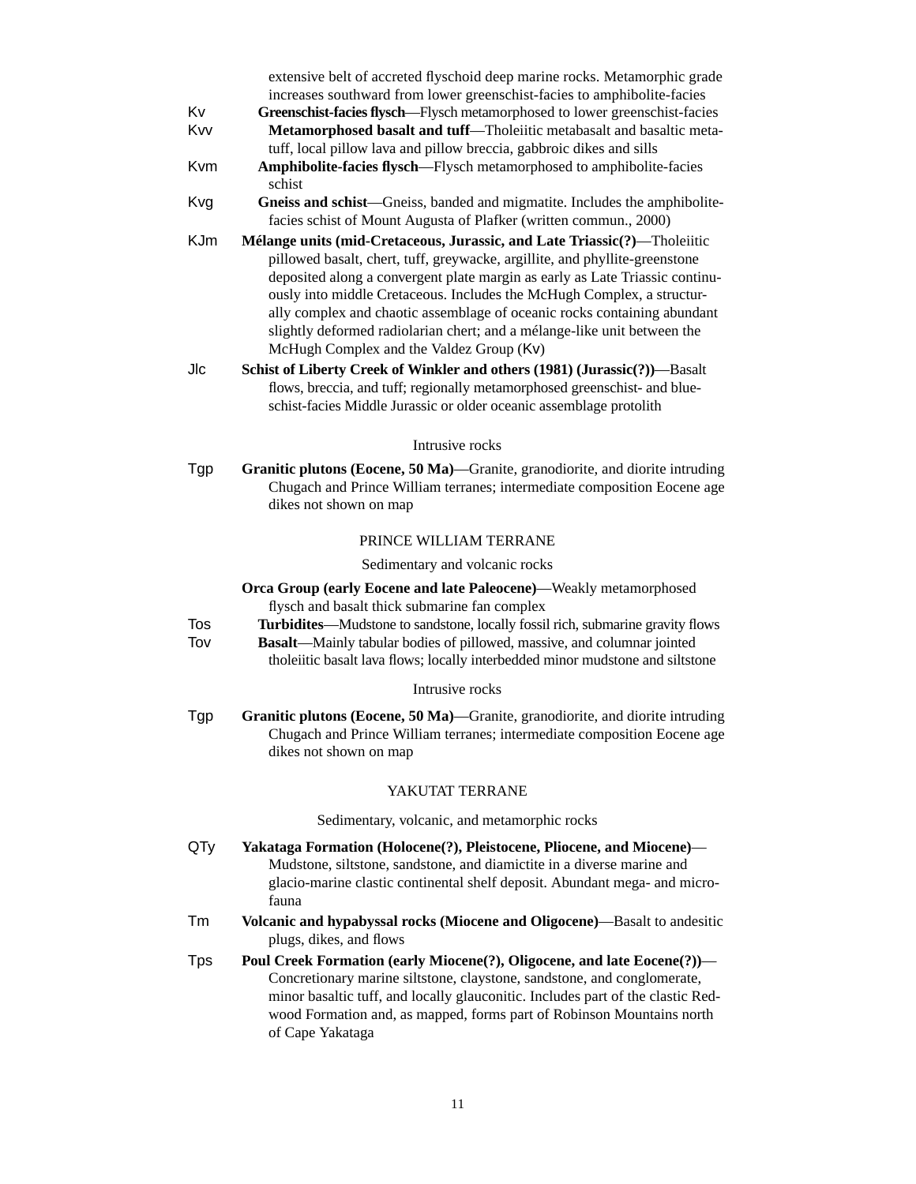extensive belt of accreted flyschoid deep marine rocks. Metamorphic grade increases southward from lower greenschist-facies to amphibolite-facies

Kv **Greenschist-facies flysch**—Flysch metamorphosed to lower greenschist-facies

Kvv **Metamorphosed basalt and tuff**—Tholeiitic metabasalt and basaltic metatuff, local pillow lava and pillow breccia, gabbroic dikes and sills

Kvm **Amphibolite-facies flysch**—Flysch metamorphosed to amphibolite-facies schist

Kvg **Gneiss and schist**—Gneiss, banded and migmatite. Includes the amphibolite-facies schist of Mount Augusta of Plafker (written commun., 2000)

KJm **Mélange units (mid-Cretaceous, Jurassic, and Late Triassic(?)**—Tholeiitic pillowed basalt, chert, tuff, greywacke, argillite, and phyllite-greenstone deposited along a convergent plate margin as early as Late Triassic continuously into middle Cretaceous. Includes the McHugh Complex, a structurally complex and chaotic assemblage of oceanic rocks containing abundant slightly deformed radiolarian chert; and a mélange-like unit between the McHugh Complex and the Valdez Group (Kv)

Jlc **Schist of Liberty Creek of Winkler and others (1981) (Jurassic(?))**—Basalt flows, breccia, and tuff; regionally metamorphosed greenschist- and blueschist-facies Middle Jurassic or older oceanic assemblage protolith

Intrusive rocks

Tgp **Granitic plutons (Eocene, 50 Ma)**—Granite, granodiorite, and diorite intruding Chugach and Prince William terranes; intermediate composition Eocene age dikes not shown on map

PRINCE WILLIAM TERRANE

Sedimentary and volcanic rocks

**Orca Group (early Eocene and late Paleocene)**—Weakly metamorphosed flysch and basalt thick submarine fan complex

Tos **Turbidites**—Mudstone to sandstone, locally fossil rich, submarine gravity flows

Tov **Basalt**—Mainly tabular bodies of pillowed, massive, and columnar jointed tholeiitic basalt lava flows; locally interbedded minor mudstone and siltstone

Intrusive rocks

Tgp **Granitic plutons (Eocene, 50 Ma)**—Granite, granodiorite, and diorite intruding Chugach and Prince William terranes; intermediate composition Eocene age dikes not shown on map

YAKUTAT TERRANE

Sedimentary, volcanic, and metamorphic rocks

QTy **Yakataga Formation (Holocene(?), Pleistocene, Pliocene, and Miocene)**—Mudstone, siltstone, sandstone, and diamictite in a diverse marine and glacio-marine clastic continental shelf deposit. Abundant mega- and microfauna

Tm **Volcanic and hypabyssal rocks (Miocene and Oligocene)**—Basalt to andesitic plugs, dikes, and flows

Tps **Poul Creek Formation (early Miocene(?), Oligocene, and late Eocene(?))**—Concretionary marine siltstone, claystone, sandstone, and conglomerate, minor basaltic tuff, and locally glauconitic. Includes part of the clastic Redwood Formation and, as mapped, forms part of Robinson Mountains north of Cape Yakataga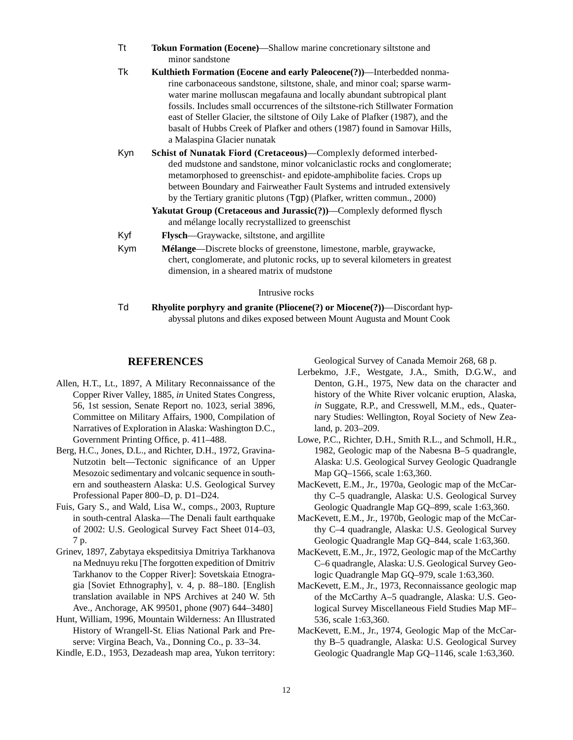Tt **Tokun Formation (Eocene)**—Shallow marine concretionary siltstone and minor sandstone

Tk **Kulthieth Formation (Eocene and early Paleocene(?))**—Interbedded nonmarine carbonaceous sandstone, siltstone, shale, and minor coal; sparse warm-water marine molluscan megafauna and locally abundant subtropical plant fossils. Includes small occurrences of the siltstone-rich Stillwater Formation east of Steller Glacier, the siltstone of Oily Lake of Plafker (1987), and the basalt of Hubbs Creek of Plafker and others (1987) found in Samovar Hills, a Malaspina Glacier nunatak

Kyn **Schist of Nunatak Fiord (Cretaceous)**—Complexly deformed interbedded mudstone and sandstone, minor volcaniclastic rocks and conglomerate; metamorphosed to greenschist- and epidote-amphibolite facies. Crops up between Boundary and Fairweather Fault Systems and intruded extensively by the Tertiary granitic plutons (Tgp) (Plafker, written commun., 2000)

**Yakutat Group (Cretaceous and Jurassic(?))**—Complexly deformed flysch and mélange locally recrystallized to greenschist

Kyf **Flysch**—Graywacke, siltstone, and argillite

Kym **Mélange**—Discrete blocks of greenstone, limestone, marble, graywacke, chert, conglomerate, and plutonic rocks, up to several kilometers in greatest dimension, in a sheared matrix of mudstone

Intrusive rocks

Td **Rhyolite porphyry and granite (Pliocene(?) or Miocene(?))**—Discordant hypabyssal plutons and dikes exposed between Mount Augusta and Mount Cook

## REFERENCES

Allen, H.T., Lt., 1897, A Military Reconnaissance of the Copper River Valley, 1885, *in* United States Congress, 56, 1st session, Senate Report no. 1023, serial 3896, Committee on Military Affairs, 1900, Compilation of Narratives of Exploration in Alaska: Washington D.C., Government Printing Office, p. 411–488.

Berg, H.C., Jones, D.L., and Richter, D.H., 1972, Gravina-Nutzotin belt—Tectonic significance of an Upper Mesozoic sedimentary and volcanic sequence in southern and southeastern Alaska: U.S. Geological Survey Professional Paper 800–D, p. D1–D24.

Fuis, Gary S., and Wald, Lisa W., comps., 2003, Rupture in south-central Alaska—The Denali fault earthquake of 2002: U.S. Geological Survey Fact Sheet 014–03, 7 p.

Grinev, 1897, Zabytaya ekspeditsiya Dmitriya Tarkhanova na Mednuyu reku [The forgotten expedition of Dmitriv Tarkhanov to the Copper River]: Sovetskaia Etnogragia [Soviet Ethnography], v. 4, p. 88–180. [English translation available in NPS Archives at 240 W. 5th Ave., Anchorage, AK 99501, phone (907) 644–3480]

Hunt, William, 1996, Mountain Wilderness: An Illustrated History of Wrangell-St. Elias National Park and Preserve: Virgina Beach, Va., Donning Co., p. 33–34.

Kindle, E.D., 1953, Dezadeash map area, Yukon territory: Geological Survey of Canada Memoir 268, 68 p.

Lerbekmo, J.F., Westgate, J.A., Smith, D.G.W., and Denton, G.H., 1975, New data on the character and history of the White River volcanic eruption, Alaska, *in* Suggate, R.P., and Cresswell, M.M., eds., Quaternary Studies: Wellington, Royal Society of New Zealand, p. 203–209.

Lowe, P.C., Richter, D.H., Smith R.L., and Schmoll, H.R., 1982, Geologic map of the Nabesna B–5 quadrangle, Alaska: U.S. Geological Survey Geologic Quadrangle Map GQ–1566, scale 1:63,360.

MacKevett, E.M., Jr., 1970a, Geologic map of the McCarthy C–5 quadrangle, Alaska: U.S. Geological Survey Geologic Quadrangle Map GQ–899, scale 1:63,360.

MacKevett, E.M., Jr., 1970b, Geologic map of the McCarthy C–4 quadrangle, Alaska: U.S. Geological Survey Geologic Quadrangle Map GQ–844, scale 1:63,360.

MacKevett, E.M., Jr., 1972, Geologic map of the McCarthy C–6 quadrangle, Alaska: U.S. Geological Survey Geologic Quadrangle Map GQ–979, scale 1:63,360.

MacKevett, E.M., Jr., 1973, Reconnaissance geologic map of the McCarthy A–5 quadrangle, Alaska: U.S. Geological Survey Miscellaneous Field Studies Map MF–536, scale 1:63,360.

MacKevett, E.M., Jr., 1974, Geologic Map of the McCarthy B–5 quadrangle, Alaska: U.S. Geological Survey Geologic Quadrangle Map GQ–1146, scale 1:63,360.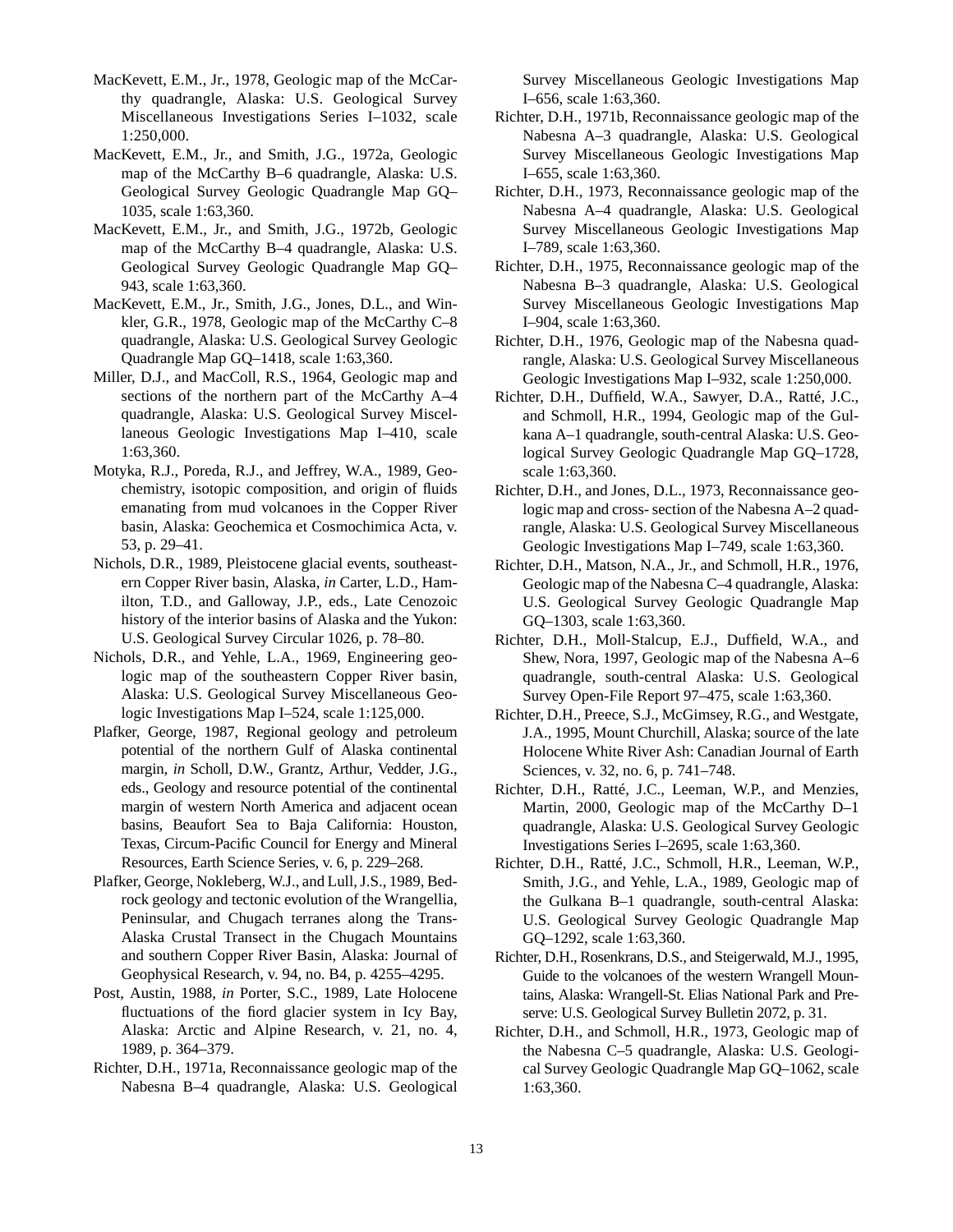MacKevett, E.M., Jr., 1978, Geologic map of the McCarthy quadrangle, Alaska: U.S. Geological Survey Miscellaneous Investigations Series I–1032, scale 1:250,000.

MacKevett, E.M., Jr., and Smith, J.G., 1972a, Geologic map of the McCarthy B–6 quadrangle, Alaska: U.S. Geological Survey Geologic Quadrangle Map GQ–1035, scale 1:63,360.

MacKevett, E.M., Jr., and Smith, J.G., 1972b, Geologic map of the McCarthy B–4 quadrangle, Alaska: U.S. Geological Survey Geologic Quadrangle Map GQ–943, scale 1:63,360.

MacKevett, E.M., Jr., Smith, J.G., Jones, D.L., and Winkler, G.R., 1978, Geologic map of the McCarthy C–8 quadrangle, Alaska: U.S. Geological Survey Geologic Quadrangle Map GQ–1418, scale 1:63,360.

Miller, D.J., and MacColl, R.S., 1964, Geologic map and sections of the northern part of the McCarthy A–4 quadrangle, Alaska: U.S. Geological Survey Miscellaneous Geologic Investigations Map I–410, scale 1:63,360.

Motyka, R.J., Poreda, R.J., and Jeffrey, W.A., 1989, Geochemistry, isotopic composition, and origin of fluids emanating from mud volcanoes in the Copper River basin, Alaska: Geochemica et Cosmochimica Acta, v. 53, p. 29–41.

Nichols, D.R., 1989, Pleistocene glacial events, southeastern Copper River basin, Alaska, *in* Carter, L.D., Hamilton, T.D., and Galloway, J.P., eds., Late Cenozoic history of the interior basins of Alaska and the Yukon: U.S. Geological Survey Circular 1026, p. 78–80.

Nichols, D.R., and Yehle, L.A., 1969, Engineering geologic map of the southeastern Copper River basin, Alaska: U.S. Geological Survey Miscellaneous Geologic Investigations Map I–524, scale 1:125,000.

Plafker, George, 1987, Regional geology and petroleum potential of the northern Gulf of Alaska continental margin, *in* Scholl, D.W., Grantz, Arthur, Vedder, J.G., eds., Geology and resource potential of the continental margin of western North America and adjacent ocean basins, Beaufort Sea to Baja California: Houston, Texas, Circum-Pacific Council for Energy and Mineral Resources, Earth Science Series, v. 6, p. 229–268.

Plafker, George, Nokleberg, W.J., and Lull, J.S., 1989, Bedrock geology and tectonic evolution of the Wrangellia, Peninsular, and Chugach terranes along the Trans-Alaska Crustal Transect in the Chugach Mountains and southern Copper River Basin, Alaska: Journal of Geophysical Research, v. 94, no. B4, p. 4255–4295.

Post, Austin, 1988, *in* Porter, S.C., 1989, Late Holocene fluctuations of the fiord glacier system in Icy Bay, Alaska: Arctic and Alpine Research, v. 21, no. 4, 1989, p. 364–379.

Richter, D.H., 1971a, Reconnaissance geologic map of the Nabesna B–4 quadrangle, Alaska: U.S. Geological Survey Miscellaneous Geologic Investigations Map I–656, scale 1:63,360.

Richter, D.H., 1971b, Reconnaissance geologic map of the Nabesna A–3 quadrangle, Alaska: U.S. Geological Survey Miscellaneous Geologic Investigations Map I–655, scale 1:63,360.

Richter, D.H., 1973, Reconnaissance geologic map of the Nabesna A–4 quadrangle, Alaska: U.S. Geological Survey Miscellaneous Geologic Investigations Map I–789, scale 1:63,360.

Richter, D.H., 1975, Reconnaissance geologic map of the Nabesna B–3 quadrangle, Alaska: U.S. Geological Survey Miscellaneous Geologic Investigations Map I–904, scale 1:63,360.

Richter, D.H., 1976, Geologic map of the Nabesna quadrangle, Alaska: U.S. Geological Survey Miscellaneous Geologic Investigations Map I–932, scale 1:250,000.

Richter, D.H., Duffield, W.A., Sawyer, D.A., Ratté, J.C., and Schmoll, H.R., 1994, Geologic map of the Gulkana A–1 quadrangle, south-central Alaska: U.S. Geological Survey Geologic Quadrangle Map GQ–1728, scale 1:63,360.

Richter, D.H., and Jones, D.L., 1973, Reconnaissance geologic map and cross- section of the Nabesna A–2 quadrangle, Alaska: U.S. Geological Survey Miscellaneous Geologic Investigations Map I–749, scale 1:63,360.

Richter, D.H., Matson, N.A., Jr., and Schmoll, H.R., 1976, Geologic map of the Nabesna C–4 quadrangle, Alaska: U.S. Geological Survey Geologic Quadrangle Map GQ–1303, scale 1:63,360.

Richter, D.H., Moll-Stalcup, E.J., Duffield, W.A., and Shew, Nora, 1997, Geologic map of the Nabesna A–6 quadrangle, south-central Alaska: U.S. Geological Survey Open-File Report 97–475, scale 1:63,360.

Richter, D.H., Preece, S.J., McGimsey, R.G., and Westgate, J.A., 1995, Mount Churchill, Alaska; source of the late Holocene White River Ash: Canadian Journal of Earth Sciences, v. 32, no. 6, p. 741–748.

Richter, D.H., Ratté, J.C., Leeman, W.P., and Menzies, Martin, 2000, Geologic map of the McCarthy D–1 quadrangle, Alaska: U.S. Geological Survey Geologic Investigations Series I–2695, scale 1:63,360.

Richter, D.H., Ratté, J.C., Schmoll, H.R., Leeman, W.P., Smith, J.G., and Yehle, L.A., 1989, Geologic map of the Gulkana B–1 quadrangle, south-central Alaska: U.S. Geological Survey Geologic Quadrangle Map GQ–1292, scale 1:63,360.

Richter, D.H., Rosenkrans, D.S., and Steigerwald, M.J., 1995, Guide to the volcanoes of the western Wrangell Mountains, Alaska: Wrangell-St. Elias National Park and Preserve: U.S. Geological Survey Bulletin 2072, p. 31.

Richter, D.H., and Schmoll, H.R., 1973, Geologic map of the Nabesna C–5 quadrangle, Alaska: U.S. Geological Survey Geologic Quadrangle Map GQ–1062, scale 1:63,360.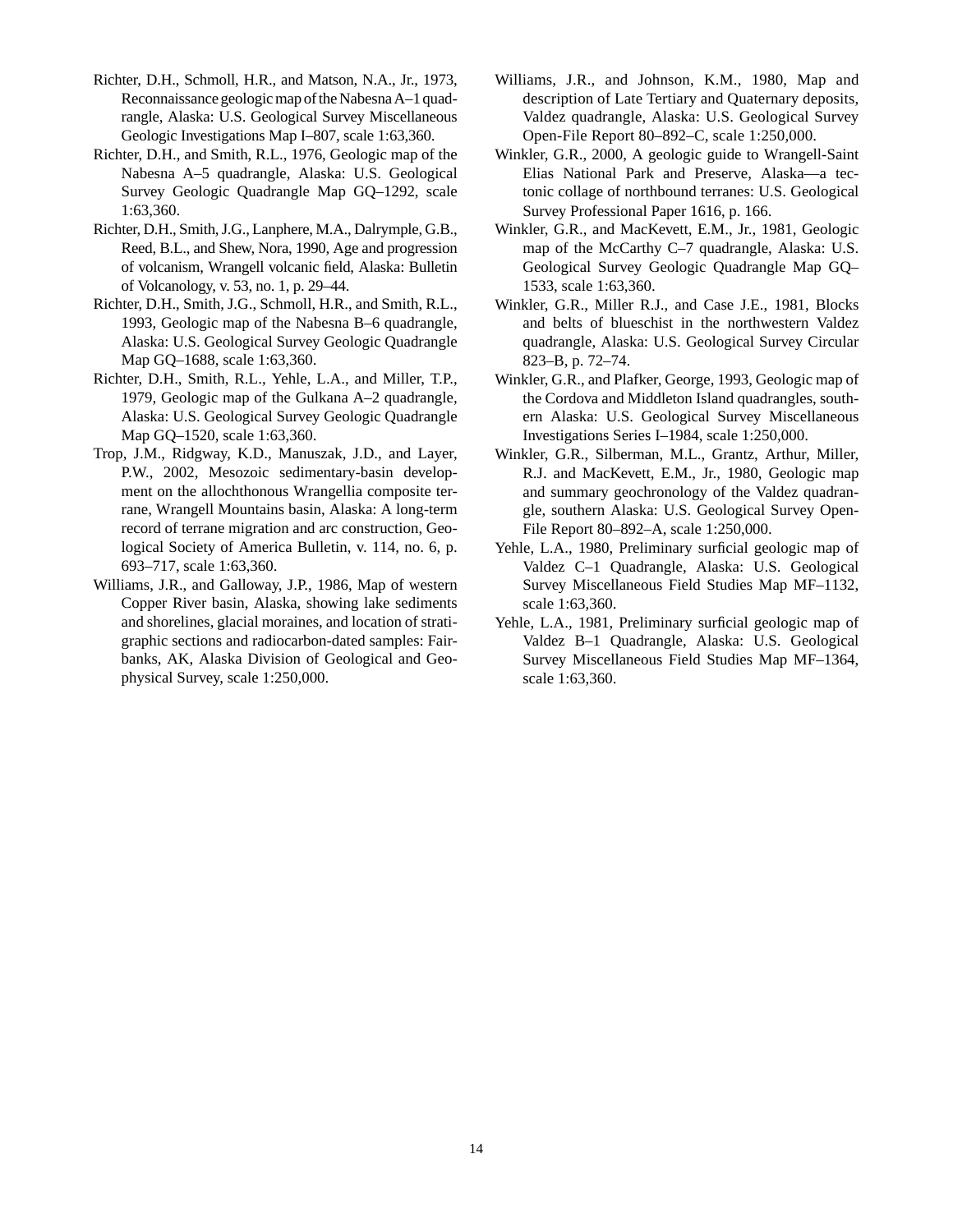Richter, D.H., Schmoll, H.R., and Matson, N.A., Jr., 1973, Reconnaissance geologic map of the Nabesna A–1 quadrangle, Alaska: U.S. Geological Survey Miscellaneous Geologic Investigations Map I–807, scale 1:63,360.

Richter, D.H., and Smith, R.L., 1976, Geologic map of the Nabesna A–5 quadrangle, Alaska: U.S. Geological Survey Geologic Quadrangle Map GQ–1292, scale 1:63,360.

Richter, D.H., Smith, J.G., Lanphere, M.A., Dalrymple, G.B., Reed, B.L., and Shew, Nora, 1990, Age and progression of volcanism, Wrangell volcanic field, Alaska: Bulletin of Volcanology, v. 53, no. 1, p. 29–44.

Richter, D.H., Smith, J.G., Schmoll, H.R., and Smith, R.L., 1993, Geologic map of the Nabesna B–6 quadrangle, Alaska: U.S. Geological Survey Geologic Quadrangle Map GQ–1688, scale 1:63,360.

Richter, D.H., Smith, R.L., Yehle, L.A., and Miller, T.P., 1979, Geologic map of the Gulkana A–2 quadrangle, Alaska: U.S. Geological Survey Geologic Quadrangle Map GQ–1520, scale 1:63,360.

Trop, J.M., Ridgway, K.D., Manuszak, J.D., and Layer, P.W., 2002, Mesozoic sedimentary-basin development on the allochthonous Wrangellia composite terrane, Wrangell Mountains basin, Alaska: A long-term record of terrane migration and arc construction, Geological Society of America Bulletin, v. 114, no. 6, p. 693–717, scale 1:63,360.

Williams, J.R., and Galloway, J.P., 1986, Map of western Copper River basin, Alaska, showing lake sediments and shorelines, glacial moraines, and location of stratigraphic sections and radiocarbon-dated samples: Fairbanks, AK, Alaska Division of Geological and Geophysical Survey, scale 1:250,000.

Williams, J.R., and Johnson, K.M., 1980, Map and description of Late Tertiary and Quaternary deposits, Valdez quadrangle, Alaska: U.S. Geological Survey Open-File Report 80–892–C, scale 1:250,000.

Winkler, G.R., 2000, A geologic guide to Wrangell-Saint Elias National Park and Preserve, Alaska—a tectonic collage of northbound terranes: U.S. Geological Survey Professional Paper 1616, p. 166.

Winkler, G.R., and MacKevett, E.M., Jr., 1981, Geologic map of the McCarthy C–7 quadrangle, Alaska: U.S. Geological Survey Geologic Quadrangle Map GQ–1533, scale 1:63,360.

Winkler, G.R., Miller R.J., and Case J.E., 1981, Blocks and belts of blueschist in the northwestern Valdez quadrangle, Alaska: U.S. Geological Survey Circular 823–B, p. 72–74.

Winkler, G.R., and Plafker, George, 1993, Geologic map of the Cordova and Middleton Island quadrangles, southern Alaska: U.S. Geological Survey Miscellaneous Investigations Series I–1984, scale 1:250,000.

Winkler, G.R., Silberman, M.L., Grantz, Arthur, Miller, R.J. and MacKevett, E.M., Jr., 1980, Geologic map and summary geochronology of the Valdez quadrangle, southern Alaska: U.S. Geological Survey Open-File Report 80–892–A, scale 1:250,000.

Yehle, L.A., 1980, Preliminary surficial geologic map of Valdez C–1 Quadrangle, Alaska: U.S. Geological Survey Miscellaneous Field Studies Map MF–1132, scale 1:63,360.

Yehle, L.A., 1981, Preliminary surficial geologic map of Valdez B–1 Quadrangle, Alaska: U.S. Geological Survey Miscellaneous Field Studies Map MF–1364, scale 1:63,360.